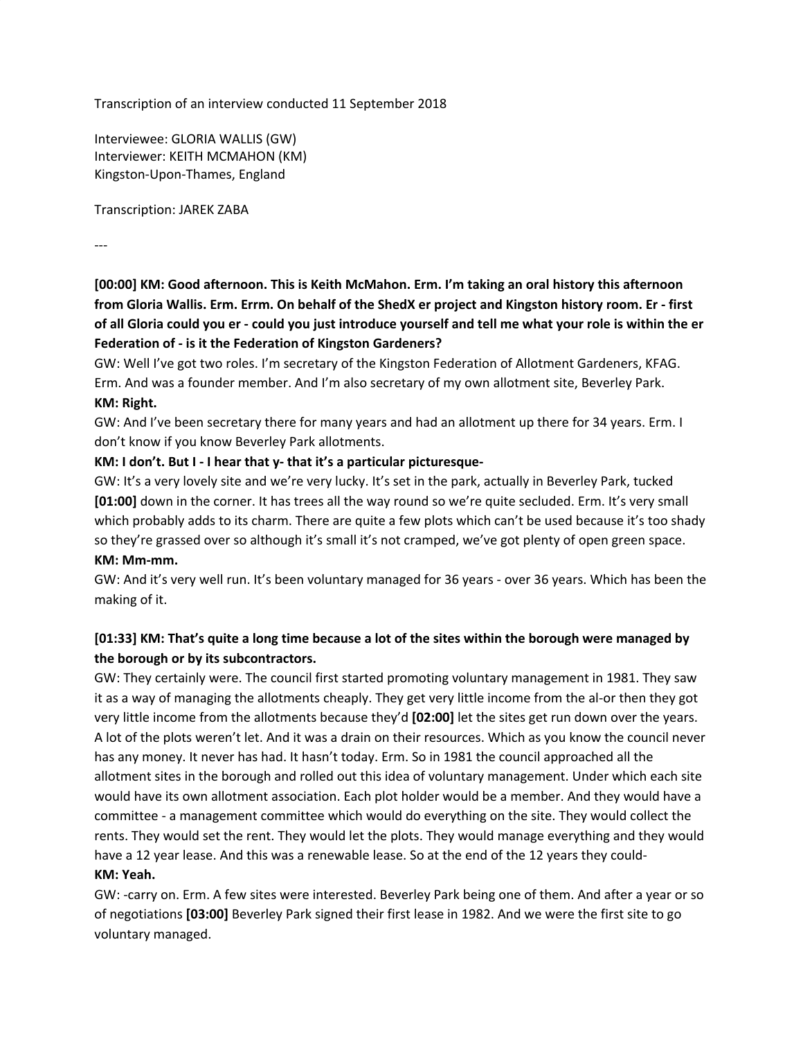Transcription of an interview conducted 11 September 2018

Interviewee: GLORIA WALLIS (GW)
Interviewer: KEITH MCMAHON (KM)
Kingston-Upon-Thames, England

Transcription: JAREK ZABA

---

**[00:00] KM: Good afternoon. This is Keith McMahon. Erm. I'm taking an oral history this afternoon from Gloria Wallis. Erm. Errm. On behalf of the ShedX er project and Kingston history room. Er - first of all Gloria could you er - could you just introduce yourself and tell me what your role is within the er Federation of - is it the Federation of Kingston Gardeners?**

GW: Well I've got two roles. I'm secretary of the Kingston Federation of Allotment Gardeners, KFAG. Erm. And was a founder member. And I'm also secretary of my own allotment site, Beverley Park.

**KM: Right.**

GW: And I've been secretary there for many years and had an allotment up there for 34 years. Erm. I don't know if you know Beverley Park allotments.

**KM: I don't. But I - I hear that y- that it's a particular picturesque-**

GW: It's a very lovely site and we're very lucky. It's set in the park, actually in Beverley Park, tucked **[01:00]** down in the corner. It has trees all the way round so we're quite secluded. Erm. It's very small which probably adds to its charm. There are quite a few plots which can't be used because it's too shady so they're grassed over so although it's small it's not cramped, we've got plenty of open green space.

**KM: Mm-mm.**

GW: And it's very well run. It's been voluntary managed for 36 years - over 36 years. Which has been the making of it.

**[01:33] KM: That's quite a long time because a lot of the sites within the borough were managed by the borough or by its subcontractors.**

GW: They certainly were. The council first started promoting voluntary management in 1981. They saw it as a way of managing the allotments cheaply. They get very little income from the al-or then they got very little income from the allotments because they'd **[02:00]** let the sites get run down over the years. A lot of the plots weren't let. And it was a drain on their resources. Which as you know the council never has any money. It never has had. It hasn't today. Erm. So in 1981 the council approached all the allotment sites in the borough and rolled out this idea of voluntary management. Under which each site would have its own allotment association. Each plot holder would be a member. And they would have a committee - a management committee which would do everything on the site. They would collect the rents. They would set the rent. They would let the plots. They would manage everything and they would have a 12 year lease. And this was a renewable lease. So at the end of the 12 years they could-

**KM: Yeah.**

GW: -carry on. Erm. A few sites were interested. Beverley Park being one of them. And after a year or so of negotiations **[03:00]** Beverley Park signed their first lease in 1982. And we were the first site to go voluntary managed.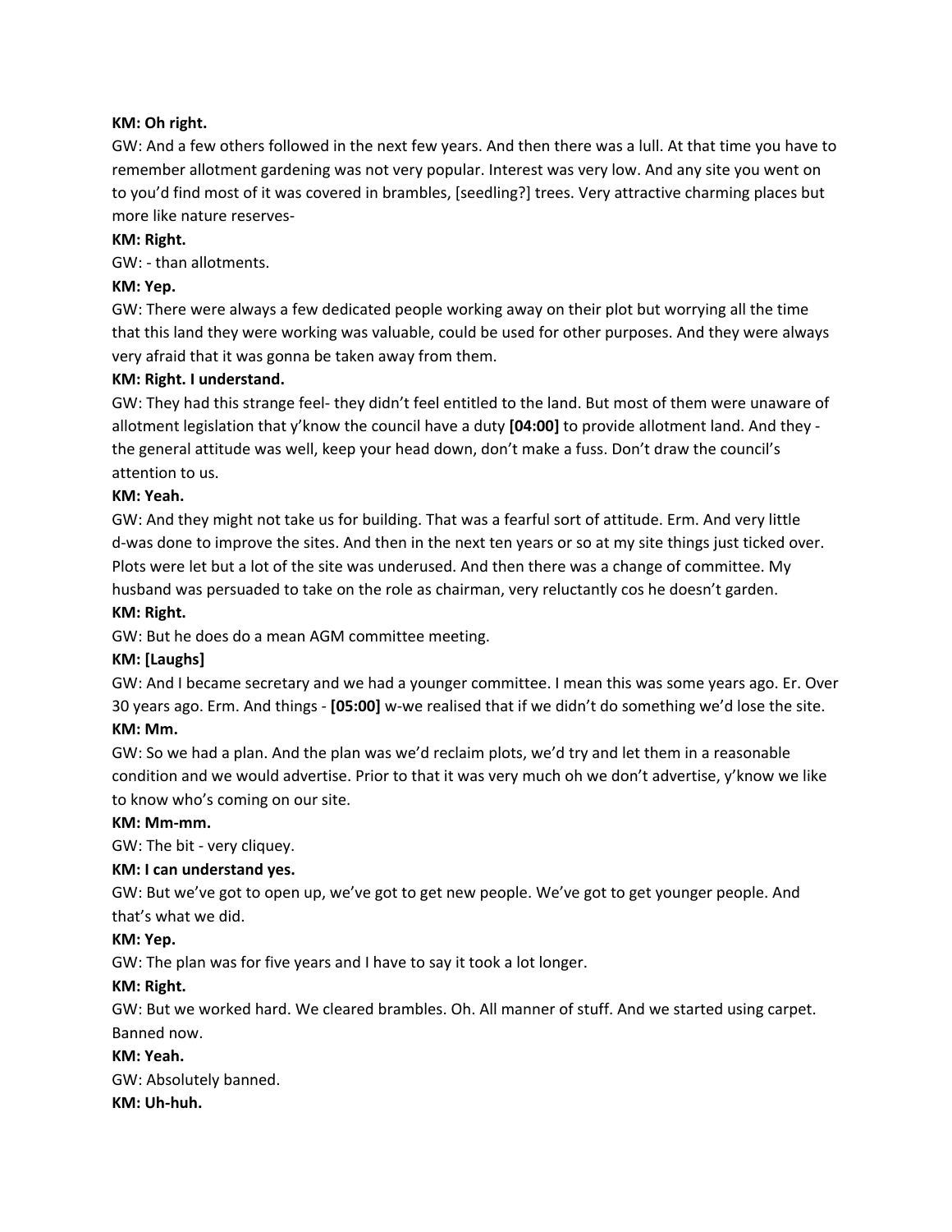**KM: Oh right.**

GW: And a few others followed in the next few years. And then there was a lull. At that time you have to remember allotment gardening was not very popular. Interest was very low. And any site you went on to you'd find most of it was covered in brambles, [seedling?] trees. Very attractive charming places but more like nature reserves-

**KM: Right.**

GW: - than allotments.

**KM: Yep.**

GW: There were always a few dedicated people working away on their plot but worrying all the time that this land they were working was valuable, could be used for other purposes. And they were always very afraid that it was gonna be taken away from them.

**KM: Right. I understand.**

GW: They had this strange feel- they didn't feel entitled to the land. But most of them were unaware of allotment legislation that y'know the council have a duty **[04:00]** to provide allotment land. And they - the general attitude was well, keep your head down, don't make a fuss. Don't draw the council's attention to us.

**KM: Yeah.**

GW: And they might not take us for building. That was a fearful sort of attitude. Erm. And very little d-was done to improve the sites. And then in the next ten years or so at my site things just ticked over. Plots were let but a lot of the site was underused. And then there was a change of committee. My husband was persuaded to take on the role as chairman, very reluctantly cos he doesn't garden.

**KM: Right.**

GW: But he does do a mean AGM committee meeting.

**KM: [Laughs]**

GW: And I became secretary and we had a younger committee. I mean this was some years ago. Er. Over 30 years ago. Erm. And things - **[05:00]** w-we realised that if we didn't do something we'd lose the site.

**KM: Mm.**

GW: So we had a plan. And the plan was we'd reclaim plots, we'd try and let them in a reasonable condition and we would advertise. Prior to that it was very much oh we don't advertise, y'know we like to know who's coming on our site.

**KM: Mm-mm.**

GW: The bit - very cliquey.

**KM: I can understand yes.**

GW: But we've got to open up, we've got to get new people. We've got to get younger people. And that's what we did.

**KM: Yep.**

GW: The plan was for five years and I have to say it took a lot longer.

**KM: Right.**

GW: But we worked hard. We cleared brambles. Oh. All manner of stuff. And we started using carpet. Banned now.

**KM: Yeah.**

GW: Absolutely banned.

**KM: Uh-huh.**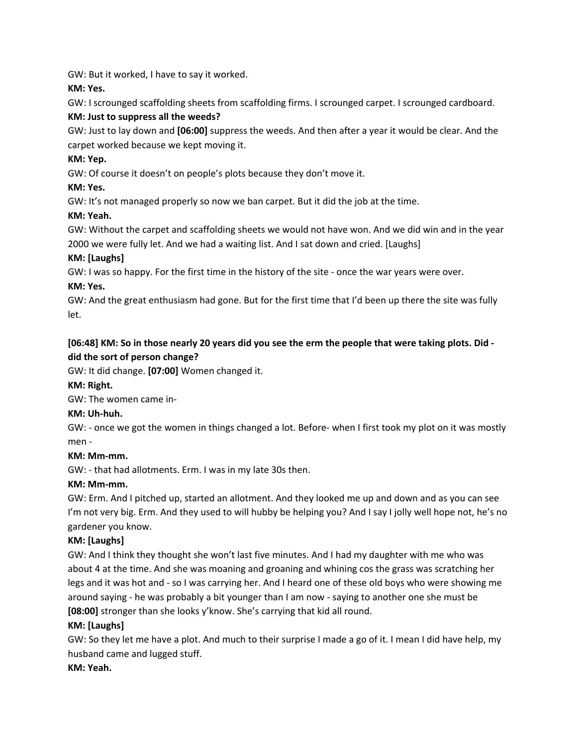GW: But it worked, I have to say it worked.

**KM: Yes.**

GW: I scrounged scaffolding sheets from scaffolding firms. I scrounged carpet. I scrounged cardboard.

**KM: Just to suppress all the weeds?**

GW: Just to lay down and **[06:00]** suppress the weeds. And then after a year it would be clear. And the carpet worked because we kept moving it.

**KM: Yep.**

GW: Of course it doesn't on people's plots because they don't move it.

**KM: Yes.**

GW: It's not managed properly so now we ban carpet. But it did the job at the time.

**KM: Yeah.**

GW: Without the carpet and scaffolding sheets we would not have won. And we did win and in the year 2000 we were fully let. And we had a waiting list. And I sat down and cried. [Laughs]

**KM: [Laughs]**

GW: I was so happy. For the first time in the history of the site - once the war years were over.

**KM: Yes.**

GW: And the great enthusiasm had gone. But for the first time that I'd been up there the site was fully let.

**[06:48] KM: So in those nearly 20 years did you see the erm the people that were taking plots. Did - did the sort of person change?**

GW: It did change. **[07:00]** Women changed it.

**KM: Right.**

GW: The women came in-

**KM: Uh-huh.**

GW: - once we got the women in things changed a lot. Before- when I first took my plot on it was mostly men -

**KM: Mm-mm.**

GW: - that had allotments. Erm. I was in my late 30s then.

**KM: Mm-mm.**

GW: Erm. And I pitched up, started an allotment. And they looked me up and down and as you can see I'm not very big. Erm. And they used to will hubby be helping you? And I say I jolly well hope not, he's no gardener you know.

**KM: [Laughs]**

GW: And I think they thought she won't last five minutes. And I had my daughter with me who was about 4 at the time. And she was moaning and groaning and whining cos the grass was scratching her legs and it was hot and - so I was carrying her. And I heard one of these old boys who were showing me around saying - he was probably a bit younger than I am now - saying to another one she must be **[08:00]** stronger than she looks y'know. She's carrying that kid all round.

**KM: [Laughs]**

GW: So they let me have a plot. And much to their surprise I made a go of it. I mean I did have help, my husband came and lugged stuff.

**KM: Yeah.**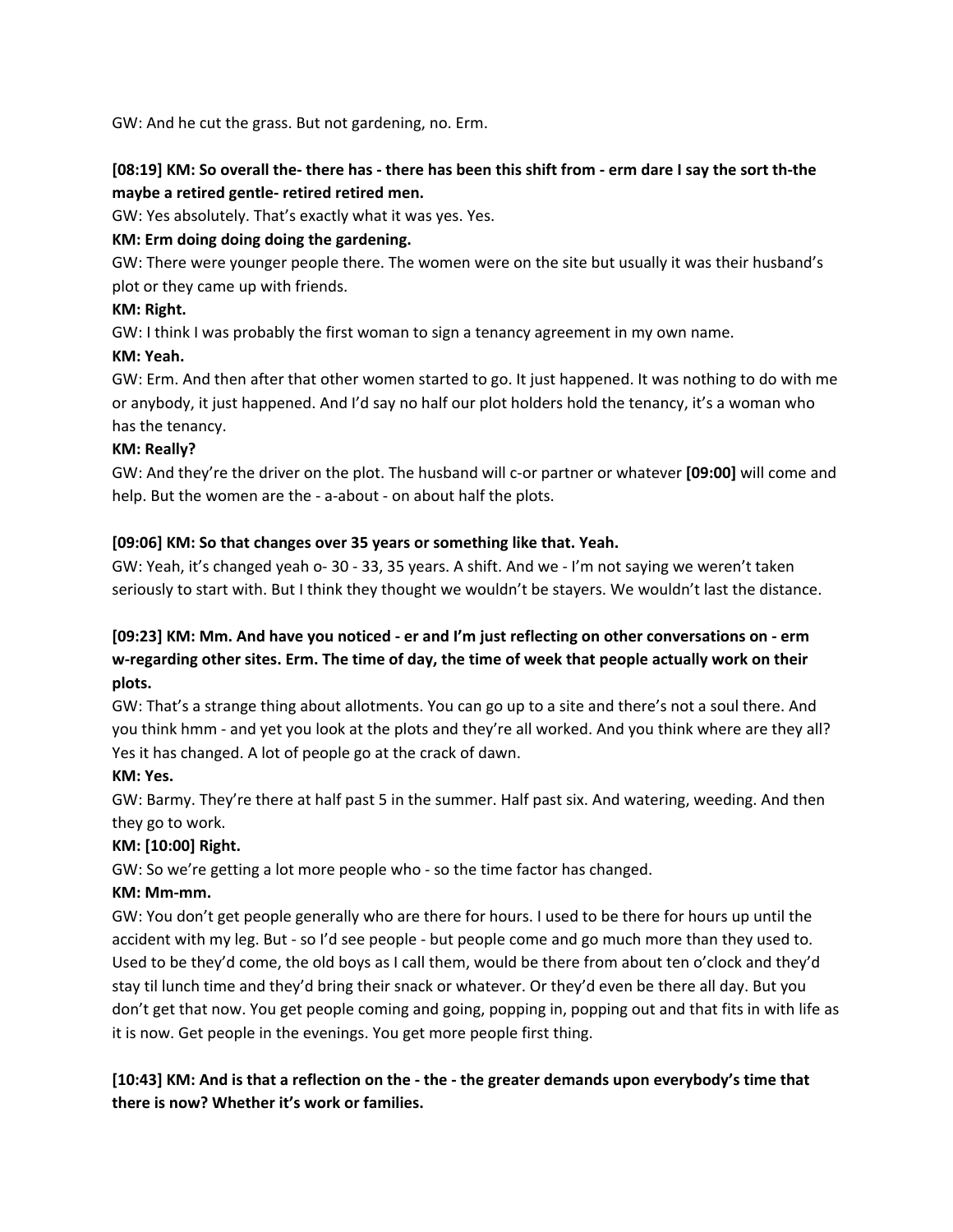GW: And he cut the grass. But not gardening, no. Erm.

**[08:19] KM: So overall the- there has - there has been this shift from - erm dare I say the sort th-the maybe a retired gentle- retired retired men.**

GW: Yes absolutely. That's exactly what it was yes. Yes.

**KM: Erm doing doing doing the gardening.**

GW: There were younger people there. The women were on the site but usually it was their husband's plot or they came up with friends.

**KM: Right.**

GW: I think I was probably the first woman to sign a tenancy agreement in my own name.

**KM: Yeah.**

GW: Erm. And then after that other women started to go. It just happened. It was nothing to do with me or anybody, it just happened. And I'd say no half our plot holders hold the tenancy, it's a woman who has the tenancy.

**KM: Really?**

GW: And they're the driver on the plot. The husband will c-or partner or whatever **[09:00]** will come and help. But the women are the - a-about - on about half the plots.

**[09:06] KM: So that changes over 35 years or something like that. Yeah.**

GW: Yeah, it's changed yeah o- 30 - 33, 35 years. A shift. And we - I'm not saying we weren't taken seriously to start with. But I think they thought we wouldn't be stayers. We wouldn't last the distance.

**[09:23] KM: Mm. And have you noticed - er and I'm just reflecting on other conversations on - erm w-regarding other sites. Erm. The time of day, the time of week that people actually work on their plots.**

GW: That's a strange thing about allotments. You can go up to a site and there's not a soul there. And you think hmm - and yet you look at the plots and they're all worked. And you think where are they all? Yes it has changed. A lot of people go at the crack of dawn.

**KM: Yes.**

GW: Barmy. They're there at half past 5 in the summer. Half past six. And watering, weeding. And then they go to work.

**KM: [10:00] Right.**

GW: So we're getting a lot more people who - so the time factor has changed.

**KM: Mm-mm.**

GW: You don't get people generally who are there for hours. I used to be there for hours up until the accident with my leg. But - so I'd see people - but people come and go much more than they used to. Used to be they'd come, the old boys as I call them, would be there from about ten o'clock and they'd stay til lunch time and they'd bring their snack or whatever. Or they'd even be there all day. But you don't get that now. You get people coming and going, popping in, popping out and that fits in with life as it is now. Get people in the evenings. You get more people first thing.

**[10:43] KM: And is that a reflection on the - the - the greater demands upon everybody's time that there is now? Whether it's work or families.**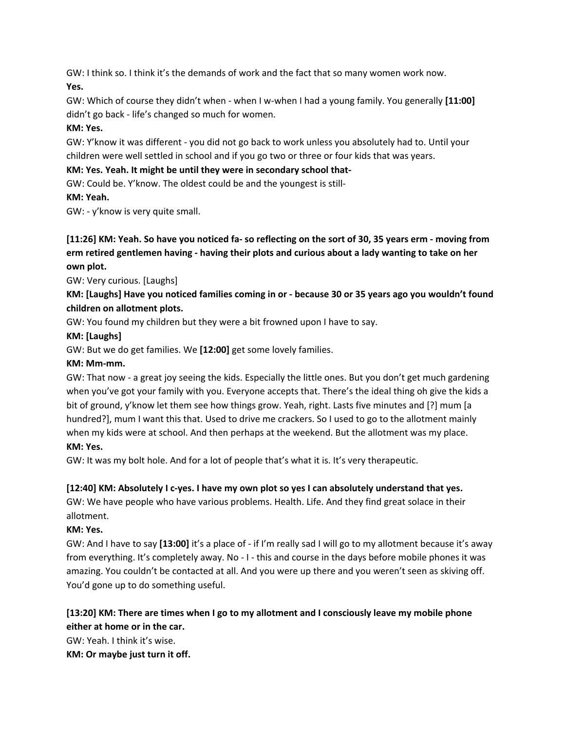GW: I think so. I think it's the demands of work and the fact that so many women work now.

**Yes.**

GW: Which of course they didn't when - when I w-when I had a young family. You generally **[11:00]** didn't go back - life's changed so much for women.

**KM: Yes.**

GW: Y'know it was different - you did not go back to work unless you absolutely had to. Until your children were well settled in school and if you go two or three or four kids that was years.

**KM: Yes. Yeah. It might be until they were in secondary school that-**

GW: Could be. Y'know. The oldest could be and the youngest is still-

**KM: Yeah.**

GW: - y'know is very quite small.

**[11:26] KM: Yeah. So have you noticed fa- so reflecting on the sort of 30, 35 years erm - moving from erm retired gentlemen having - having their plots and curious about a lady wanting to take on her own plot.**

GW: Very curious. [Laughs]

**KM: [Laughs] Have you noticed families coming in or - because 30 or 35 years ago you wouldn't found children on allotment plots.**

GW: You found my children but they were a bit frowned upon I have to say.

**KM: [Laughs]**

GW: But we do get families. We **[12:00]** get some lovely families.

**KM: Mm-mm.**

GW: That now - a great joy seeing the kids. Especially the little ones. But you don't get much gardening when you've got your family with you. Everyone accepts that. There's the ideal thing oh give the kids a bit of ground, y'know let them see how things grow. Yeah, right. Lasts five minutes and [?] mum [a hundred?], mum I want this that. Used to drive me crackers. So I used to go to the allotment mainly when my kids were at school. And then perhaps at the weekend. But the allotment was my place.

**KM: Yes.**

GW: It was my bolt hole. And for a lot of people that's what it is. It's very therapeutic.

**[12:40] KM: Absolutely I c-yes. I have my own plot so yes I can absolutely understand that yes.**

GW: We have people who have various problems. Health. Life. And they find great solace in their allotment.

**KM: Yes.**

GW: And I have to say **[13:00]** it's a place of - if I'm really sad I will go to my allotment because it's away from everything. It's completely away. No - I - this and course in the days before mobile phones it was amazing. You couldn't be contacted at all. And you were up there and you weren't seen as skiving off. You'd gone up to do something useful.

**[13:20] KM: There are times when I go to my allotment and I consciously leave my mobile phone either at home or in the car.**

GW: Yeah. I think it's wise.

**KM: Or maybe just turn it off.**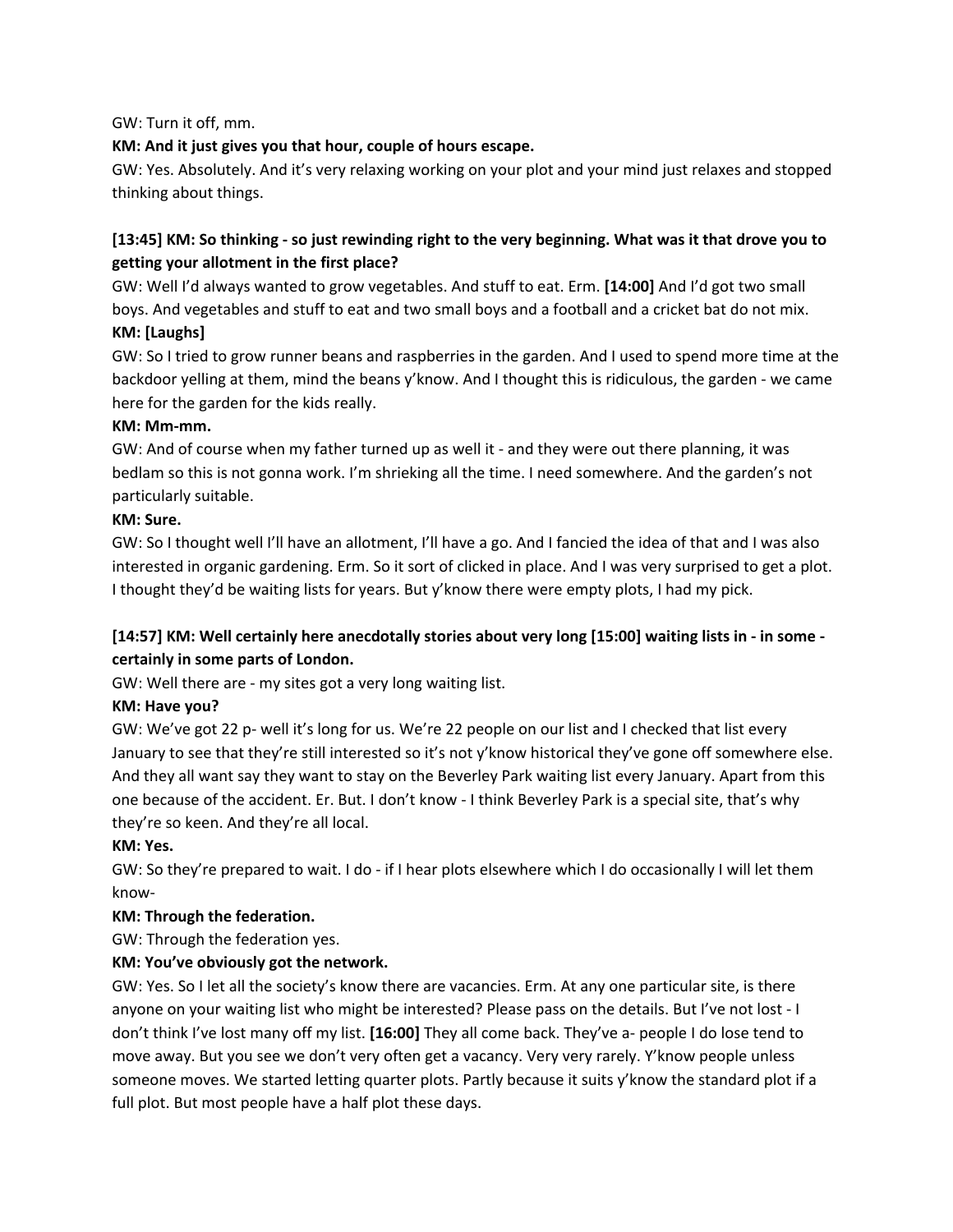GW: Turn it off, mm.

**KM: And it just gives you that hour, couple of hours escape.**

GW: Yes. Absolutely. And it's very relaxing working on your plot and your mind just relaxes and stopped thinking about things.

**[13:45] KM: So thinking - so just rewinding right to the very beginning. What was it that drove you to getting your allotment in the first place?**

GW: Well I'd always wanted to grow vegetables. And stuff to eat. Erm. **[14:00]** And I'd got two small boys. And vegetables and stuff to eat and two small boys and a football and a cricket bat do not mix.

**KM: [Laughs]**

GW: So I tried to grow runner beans and raspberries in the garden. And I used to spend more time at the backdoor yelling at them, mind the beans y'know. And I thought this is ridiculous, the garden - we came here for the garden for the kids really.

**KM: Mm-mm.**

GW: And of course when my father turned up as well it - and they were out there planning, it was bedlam so this is not gonna work. I'm shrieking all the time. I need somewhere. And the garden's not particularly suitable.

**KM: Sure.**

GW: So I thought well I'll have an allotment, I'll have a go. And I fancied the idea of that and I was also interested in organic gardening. Erm. So it sort of clicked in place. And I was very surprised to get a plot. I thought they'd be waiting lists for years. But y'know there were empty plots, I had my pick.

**[14:57] KM: Well certainly here anecdotally stories about very long [15:00] waiting lists in - in some - certainly in some parts of London.**

GW: Well there are - my sites got a very long waiting list.

**KM: Have you?**

GW: We've got 22 p- well it's long for us. We're 22 people on our list and I checked that list every January to see that they're still interested so it's not y'know historical they've gone off somewhere else. And they all want say they want to stay on the Beverley Park waiting list every January. Apart from this one because of the accident. Er. But. I don't know - I think Beverley Park is a special site, that's why they're so keen. And they're all local.

**KM: Yes.**

GW: So they're prepared to wait. I do - if I hear plots elsewhere which I do occasionally I will let them know-

**KM: Through the federation.**

GW: Through the federation yes.

**KM: You've obviously got the network.**

GW: Yes. So I let all the society's know there are vacancies. Erm. At any one particular site, is there anyone on your waiting list who might be interested? Please pass on the details. But I've not lost - I don't think I've lost many off my list. **[16:00]** They all come back. They've a- people I do lose tend to move away. But you see we don't very often get a vacancy. Very very rarely. Y'know people unless someone moves. We started letting quarter plots. Partly because it suits y'know the standard plot if a full plot. But most people have a half plot these days.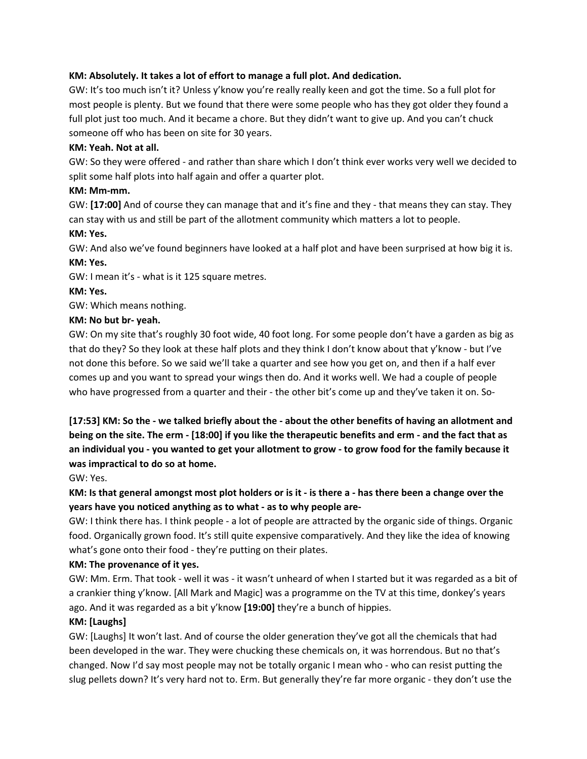**KM: Absolutely. It takes a lot of effort to manage a full plot. And dedication.**

GW: It's too much isn't it? Unless y'know you're really really keen and got the time. So a full plot for most people is plenty. But we found that there were some people who has they got older they found a full plot just too much. And it became a chore. But they didn't want to give up. And you can't chuck someone off who has been on site for 30 years.

**KM: Yeah. Not at all.**

GW: So they were offered - and rather than share which I don't think ever works very well we decided to split some half plots into half again and offer a quarter plot.

**KM: Mm-mm.**

GW: **[17:00]** And of course they can manage that and it's fine and they - that means they can stay. They can stay with us and still be part of the allotment community which matters a lot to people.

**KM: Yes.**

GW: And also we've found beginners have looked at a half plot and have been surprised at how big it is.

**KM: Yes.**

GW: I mean it's - what is it 125 square metres.

**KM: Yes.**

GW: Which means nothing.

**KM: No but br- yeah.**

GW: On my site that's roughly 30 foot wide, 40 foot long. For some people don't have a garden as big as that do they? So they look at these half plots and they think I don't know about that y'know - but I've not done this before. So we said we'll take a quarter and see how you get on, and then if a half ever comes up and you want to spread your wings then do. And it works well. We had a couple of people who have progressed from a quarter and their - the other bit's come up and they've taken it on. So-

**[17:53] KM: So the - we talked briefly about the - about the other benefits of having an allotment and being on the site. The erm - [18:00] if you like the therapeutic benefits and erm - and the fact that as an individual you - you wanted to get your allotment to grow - to grow food for the family because it was impractical to do so at home.**

GW: Yes.

**KM: Is that general amongst most plot holders or is it - is there a - has there been a change over the years have you noticed anything as to what - as to why people are-**

GW: I think there has. I think people - a lot of people are attracted by the organic side of things. Organic food. Organically grown food. It's still quite expensive comparatively. And they like the idea of knowing what's gone onto their food - they're putting on their plates.

**KM: The provenance of it yes.**

GW: Mm. Erm. That took - well it was - it wasn't unheard of when I started but it was regarded as a bit of a crankier thing y'know. [All Mark and Magic] was a programme on the TV at this time, donkey's years ago. And it was regarded as a bit y'know **[19:00]** they're a bunch of hippies.

**KM: [Laughs]**

GW: [Laughs] It won't last. And of course the older generation they've got all the chemicals that had been developed in the war. They were chucking these chemicals on, it was horrendous. But no that's changed. Now I'd say most people may not be totally organic I mean who - who can resist putting the slug pellets down? It's very hard not to. Erm. But generally they're far more organic - they don't use the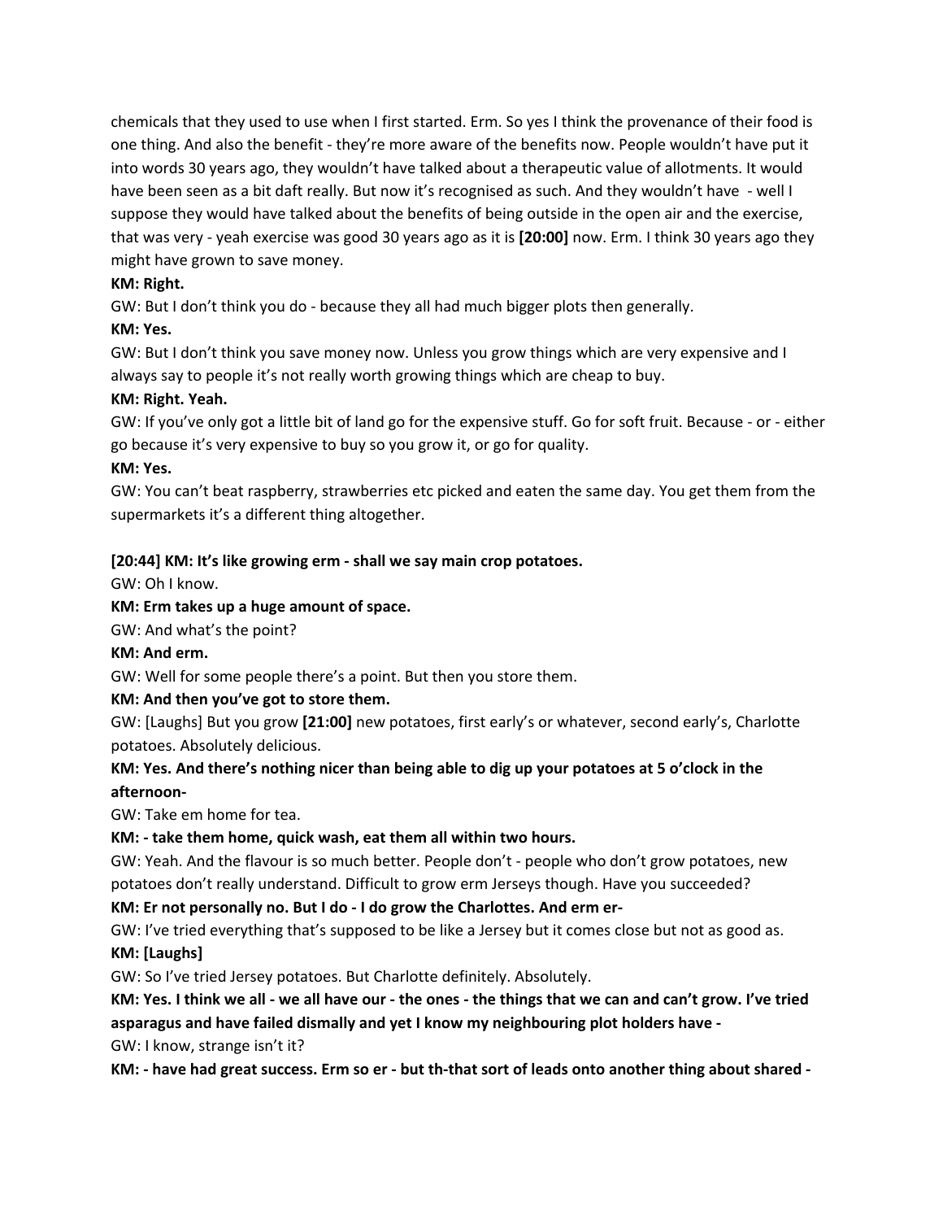chemicals that they used to use when I first started. Erm. So yes I think the provenance of their food is one thing. And also the benefit - they're more aware of the benefits now. People wouldn't have put it into words 30 years ago, they wouldn't have talked about a therapeutic value of allotments. It would have been seen as a bit daft really. But now it's recognised as such. And they wouldn't have - well I suppose they would have talked about the benefits of being outside in the open air and the exercise, that was very - yeah exercise was good 30 years ago as it is **[20:00]** now. Erm. I think 30 years ago they might have grown to save money.

**KM: Right.**

GW: But I don't think you do - because they all had much bigger plots then generally.

**KM: Yes.**

GW: But I don't think you save money now. Unless you grow things which are very expensive and I always say to people it's not really worth growing things which are cheap to buy.

**KM: Right. Yeah.**

GW: If you've only got a little bit of land go for the expensive stuff. Go for soft fruit. Because - or - either go because it's very expensive to buy so you grow it, or go for quality.

**KM: Yes.**

GW: You can't beat raspberry, strawberries etc picked and eaten the same day. You get them from the supermarkets it's a different thing altogether.

**[20:44] KM: It's like growing erm - shall we say main crop potatoes.**

GW: Oh I know.

**KM: Erm takes up a huge amount of space.**

GW: And what's the point?

**KM: And erm.**

GW: Well for some people there's a point. But then you store them.

**KM: And then you've got to store them.**

GW: [Laughs] But you grow **[21:00]** new potatoes, first early's or whatever, second early's, Charlotte potatoes. Absolutely delicious.

**KM: Yes. And there's nothing nicer than being able to dig up your potatoes at 5 o'clock in the afternoon-**

GW: Take em home for tea.

**KM: - take them home, quick wash, eat them all within two hours.**

GW: Yeah. And the flavour is so much better. People don't - people who don't grow potatoes, new potatoes don't really understand. Difficult to grow erm Jerseys though. Have you succeeded?

**KM: Er not personally no. But I do - I do grow the Charlottes. And erm er-**

GW: I've tried everything that's supposed to be like a Jersey but it comes close but not as good as.

**KM: [Laughs]**

GW: So I've tried Jersey potatoes. But Charlotte definitely. Absolutely.

**KM: Yes. I think we all - we all have our - the ones - the things that we can and can't grow. I've tried asparagus and have failed dismally and yet I know my neighbouring plot holders have -**

GW: I know, strange isn't it?

**KM: - have had great success. Erm so er - but th-that sort of leads onto another thing about shared -**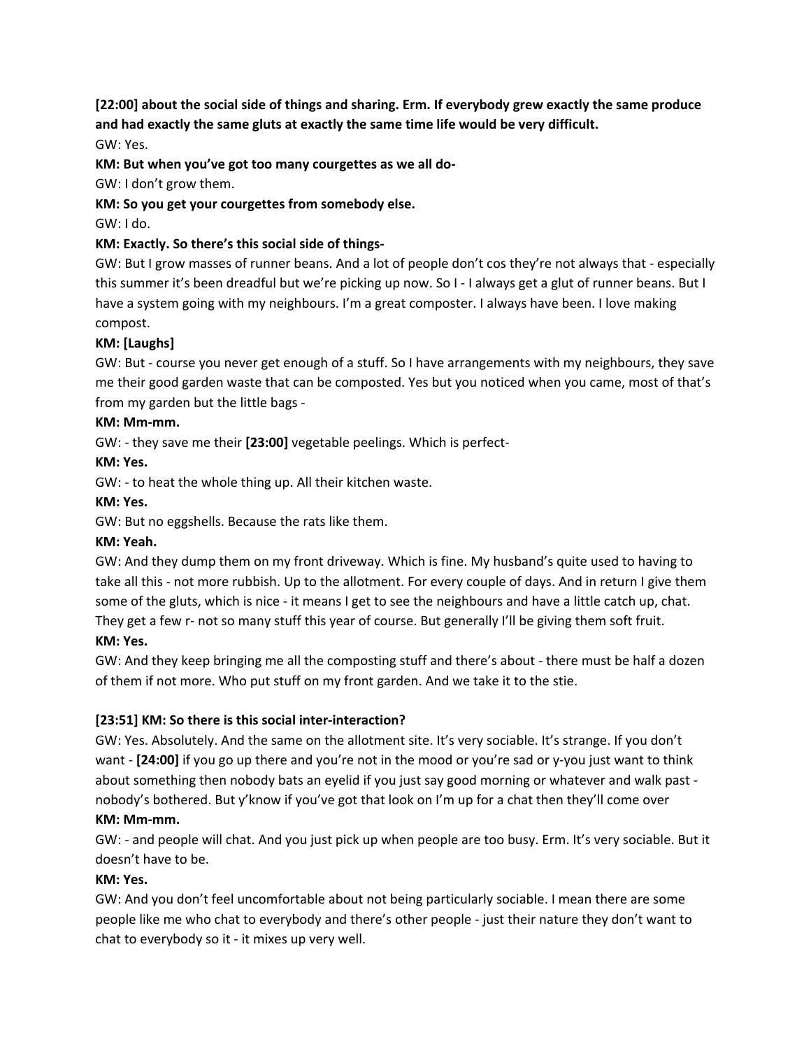**[22:00] about the social side of things and sharing. Erm. If everybody grew exactly the same produce and had exactly the same gluts at exactly the same time life would be very difficult.**

GW: Yes.

**KM: But when you've got too many courgettes as we all do-**

GW: I don't grow them.

**KM: So you get your courgettes from somebody else.**

GW: I do.

**KM: Exactly. So there's this social side of things-**

GW: But I grow masses of runner beans. And a lot of people don't cos they're not always that - especially this summer it's been dreadful but we're picking up now. So I - I always get a glut of runner beans. But I have a system going with my neighbours. I'm a great composter. I always have been. I love making compost.

**KM: [Laughs]**

GW: But - course you never get enough of a stuff. So I have arrangements with my neighbours, they save me their good garden waste that can be composted. Yes but you noticed when you came, most of that's from my garden but the little bags -

**KM: Mm-mm.**

GW: - they save me their **[23:00]** vegetable peelings. Which is perfect-

**KM: Yes.**

GW: - to heat the whole thing up. All their kitchen waste.

**KM: Yes.**

GW: But no eggshells. Because the rats like them.

**KM: Yeah.**

GW: And they dump them on my front driveway. Which is fine. My husband's quite used to having to take all this - not more rubbish. Up to the allotment. For every couple of days. And in return I give them some of the gluts, which is nice - it means I get to see the neighbours and have a little catch up, chat. They get a few r- not so many stuff this year of course. But generally I'll be giving them soft fruit.

**KM: Yes.**

GW: And they keep bringing me all the composting stuff and there's about - there must be half a dozen of them if not more. Who put stuff on my front garden. And we take it to the stie.

**[23:51] KM: So there is this social inter-interaction?**

GW: Yes. Absolutely. And the same on the allotment site. It's very sociable. It's strange. If you don't want - **[24:00]** if you go up there and you're not in the mood or you're sad or y-you just want to think about something then nobody bats an eyelid if you just say good morning or whatever and walk past - nobody's bothered. But y'know if you've got that look on I'm up for a chat then they'll come over

**KM: Mm-mm.**

GW: - and people will chat. And you just pick up when people are too busy. Erm. It's very sociable. But it doesn't have to be.

**KM: Yes.**

GW: And you don't feel uncomfortable about not being particularly sociable. I mean there are some people like me who chat to everybody and there's other people - just their nature they don't want to chat to everybody so it - it mixes up very well.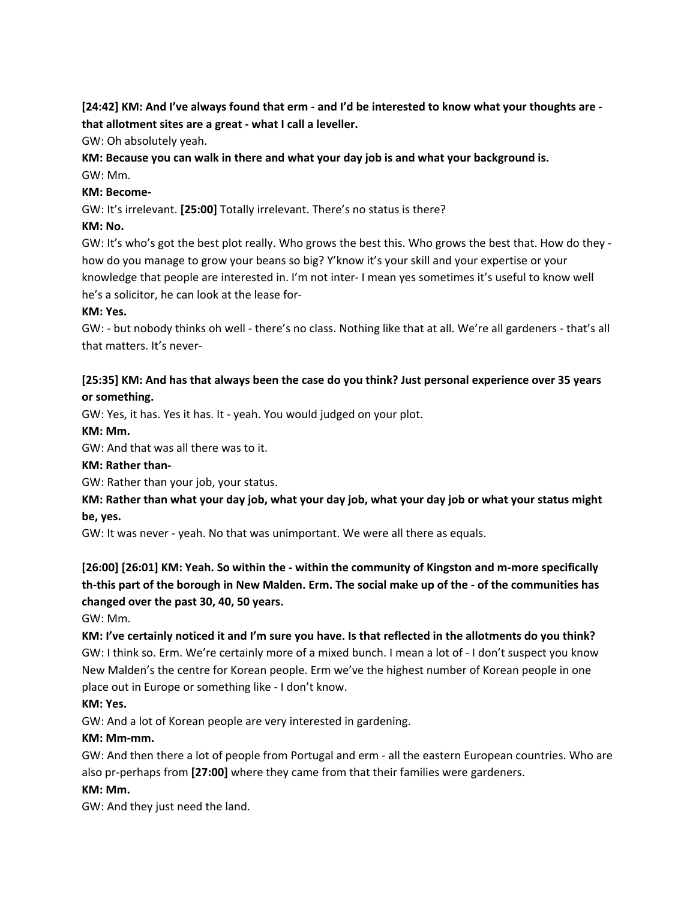**[24:42] KM: And I've always found that erm - and I'd be interested to know what your thoughts are - that allotment sites are a great - what I call a leveller.**

GW: Oh absolutely yeah.

**KM: Because you can walk in there and what your day job is and what your background is.**

GW: Mm.

**KM: Become-**

GW: It's irrelevant. **[25:00]** Totally irrelevant. There's no status is there?

**KM: No.**

GW: It's who's got the best plot really. Who grows the best this. Who grows the best that. How do they - how do you manage to grow your beans so big? Y'know it's your skill and your expertise or your knowledge that people are interested in. I'm not inter- I mean yes sometimes it's useful to know well he's a solicitor, he can look at the lease for-

**KM: Yes.**

GW: - but nobody thinks oh well - there's no class. Nothing like that at all. We're all gardeners - that's all that matters. It's never-

**[25:35] KM: And has that always been the case do you think? Just personal experience over 35 years or something.**

GW: Yes, it has. Yes it has. It - yeah. You would judged on your plot.

**KM: Mm.**

GW: And that was all there was to it.

**KM: Rather than-**

GW: Rather than your job, your status.

**KM: Rather than what your day job, what your day job, what your day job or what your status might be, yes.**

GW: It was never - yeah. No that was unimportant. We were all there as equals.

**[26:00] [26:01] KM: Yeah. So within the - within the community of Kingston and m-more specifically th-this part of the borough in New Malden. Erm. The social make up of the - of the communities has changed over the past 30, 40, 50 years.**

GW: Mm.

**KM: I've certainly noticed it and I'm sure you have. Is that reflected in the allotments do you think?**

GW: I think so. Erm. We're certainly more of a mixed bunch. I mean a lot of - I don't suspect you know New Malden's the centre for Korean people. Erm we've the highest number of Korean people in one place out in Europe or something like - I don't know.

**KM: Yes.**

GW: And a lot of Korean people are very interested in gardening.

**KM: Mm-mm.**

GW: And then there a lot of people from Portugal and erm - all the eastern European countries. Who are also pr-perhaps from **[27:00]** where they came from that their families were gardeners.

**KM: Mm.**

GW: And they just need the land.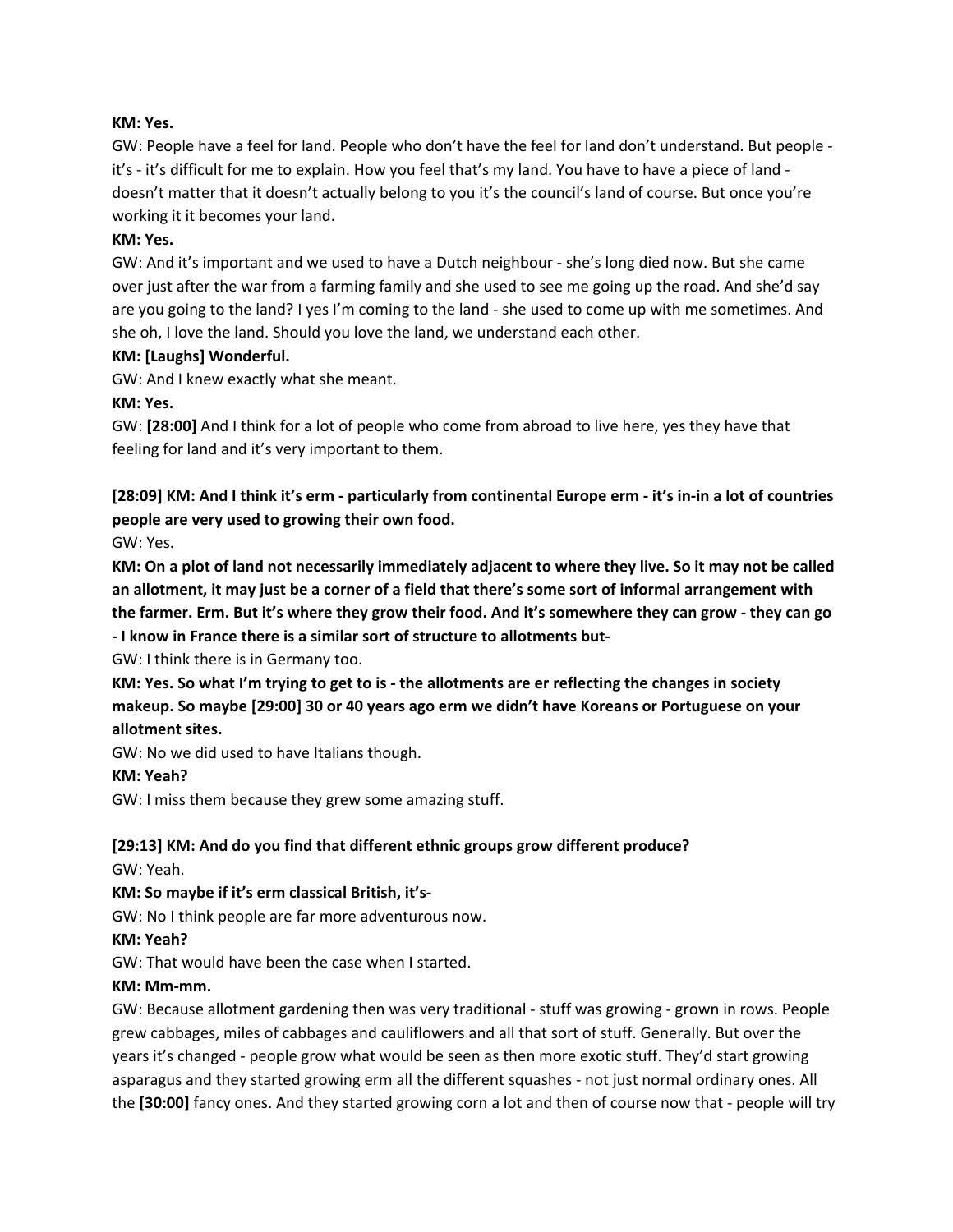**KM: Yes.**

GW: People have a feel for land. People who don't have the feel for land don't understand. But people - it's - it's difficult for me to explain. How you feel that's my land. You have to have a piece of land - doesn't matter that it doesn't actually belong to you it's the council's land of course. But once you're working it it becomes your land.

**KM: Yes.**

GW: And it's important and we used to have a Dutch neighbour - she's long died now. But she came over just after the war from a farming family and she used to see me going up the road. And she'd say are you going to the land? I yes I'm coming to the land - she used to come up with me sometimes. And she oh, I love the land. Should you love the land, we understand each other.

**KM: [Laughs] Wonderful.**

GW: And I knew exactly what she meant.

**KM: Yes.**

GW: **[28:00]** And I think for a lot of people who come from abroad to live here, yes they have that feeling for land and it's very important to them.

**[28:09] KM: And I think it's erm - particularly from continental Europe erm - it's in-in a lot of countries people are very used to growing their own food.**

GW: Yes.

**KM: On a plot of land not necessarily immediately adjacent to where they live. So it may not be called an allotment, it may just be a corner of a field that there's some sort of informal arrangement with the farmer. Erm. But it's where they grow their food. And it's somewhere they can grow - they can go - I know in France there is a similar sort of structure to allotments but-**

GW: I think there is in Germany too.

**KM: Yes. So what I'm trying to get to is - the allotments are er reflecting the changes in society makeup. So maybe [29:00] 30 or 40 years ago erm we didn't have Koreans or Portuguese on your allotment sites.**

GW: No we did used to have Italians though.

**KM: Yeah?**

GW: I miss them because they grew some amazing stuff.

**[29:13] KM: And do you find that different ethnic groups grow different produce?**

GW: Yeah.

**KM: So maybe if it's erm classical British, it's-**

GW: No I think people are far more adventurous now.

**KM: Yeah?**

GW: That would have been the case when I started.

**KM: Mm-mm.**

GW: Because allotment gardening then was very traditional - stuff was growing - grown in rows. People grew cabbages, miles of cabbages and cauliflowers and all that sort of stuff. Generally. But over the years it's changed - people grow what would be seen as then more exotic stuff. They'd start growing asparagus and they started growing erm all the different squashes - not just normal ordinary ones. All the **[30:00]** fancy ones. And they started growing corn a lot and then of course now that - people will try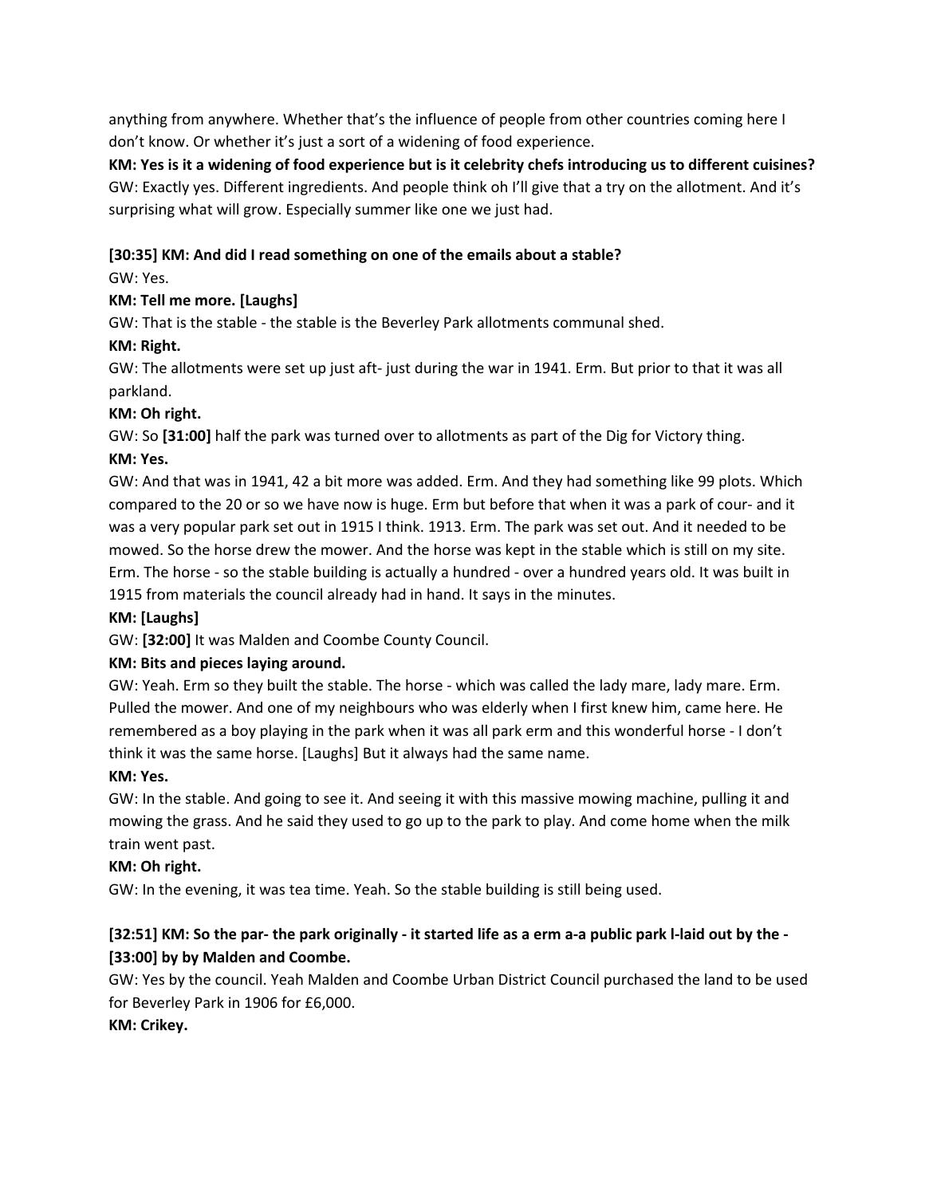anything from anywhere. Whether that's the influence of people from other countries coming here I don't know. Or whether it's just a sort of a widening of food experience.

**KM: Yes is it a widening of food experience but is it celebrity chefs introducing us to different cuisines?**

GW: Exactly yes. Different ingredients. And people think oh I'll give that a try on the allotment. And it's surprising what will grow. Especially summer like one we just had.

**[30:35] KM: And did I read something on one of the emails about a stable?**

GW: Yes.

**KM: Tell me more. [Laughs]**

GW: That is the stable - the stable is the Beverley Park allotments communal shed.

**KM: Right.**

GW: The allotments were set up just aft- just during the war in 1941. Erm. But prior to that it was all parkland.

**KM: Oh right.**

GW: So **[31:00]** half the park was turned over to allotments as part of the Dig for Victory thing.

**KM: Yes.**

GW: And that was in 1941, 42 a bit more was added. Erm. And they had something like 99 plots. Which compared to the 20 or so we have now is huge. Erm but before that when it was a park of cour- and it was a very popular park set out in 1915 I think. 1913. Erm. The park was set out. And it needed to be mowed. So the horse drew the mower. And the horse was kept in the stable which is still on my site. Erm. The horse - so the stable building is actually a hundred - over a hundred years old. It was built in 1915 from materials the council already had in hand. It says in the minutes.

**KM: [Laughs]**

GW: **[32:00]** It was Malden and Coombe County Council.

**KM: Bits and pieces laying around.**

GW: Yeah. Erm so they built the stable. The horse - which was called the lady mare, lady mare. Erm. Pulled the mower. And one of my neighbours who was elderly when I first knew him, came here. He remembered as a boy playing in the park when it was all park erm and this wonderful horse - I don't think it was the same horse. [Laughs] But it always had the same name.

**KM: Yes.**

GW: In the stable. And going to see it. And seeing it with this massive mowing machine, pulling it and mowing the grass. And he said they used to go up to the park to play. And come home when the milk train went past.

**KM: Oh right.**

GW: In the evening, it was tea time. Yeah. So the stable building is still being used.

**[32:51] KM: So the par- the park originally - it started life as a erm a-a public park l-laid out by the - [33:00] by by Malden and Coombe.**

GW: Yes by the council. Yeah Malden and Coombe Urban District Council purchased the land to be used for Beverley Park in 1906 for £6,000.

**KM: Crikey.**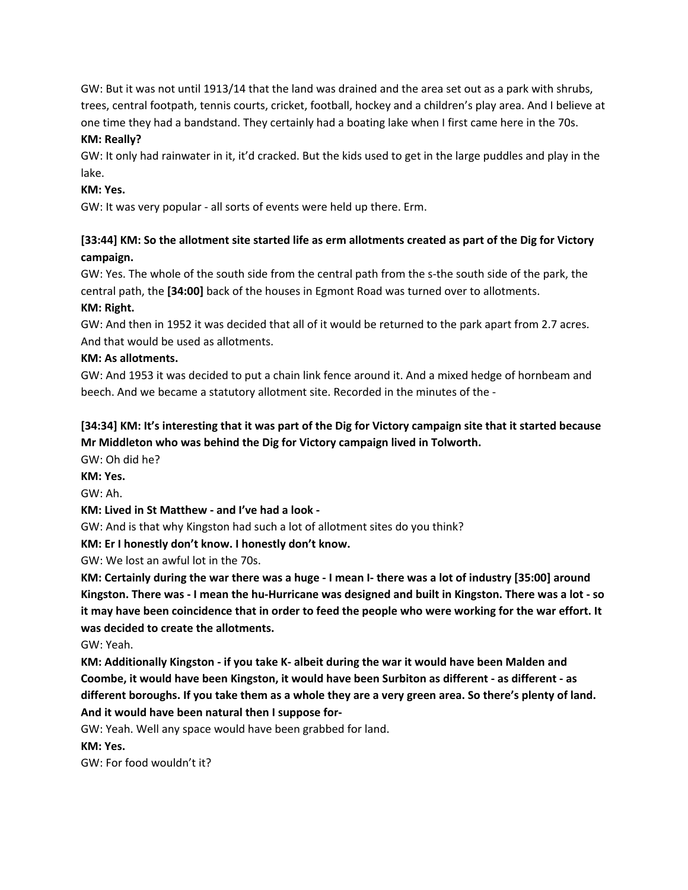GW: But it was not until 1913/14 that the land was drained and the area set out as a park with shrubs, trees, central footpath, tennis courts, cricket, football, hockey and a children's play area. And I believe at one time they had a bandstand. They certainly had a boating lake when I first came here in the 70s.

**KM: Really?**

GW: It only had rainwater in it, it'd cracked. But the kids used to get in the large puddles and play in the lake.

**KM: Yes.**

GW: It was very popular - all sorts of events were held up there. Erm.

**[33:44] KM: So the allotment site started life as erm allotments created as part of the Dig for Victory campaign.**

GW: Yes. The whole of the south side from the central path from the s-the south side of the park, the central path, the **[34:00]** back of the houses in Egmont Road was turned over to allotments.

**KM: Right.**

GW: And then in 1952 it was decided that all of it would be returned to the park apart from 2.7 acres. And that would be used as allotments.

**KM: As allotments.**

GW: And 1953 it was decided to put a chain link fence around it. And a mixed hedge of hornbeam and beech. And we became a statutory allotment site. Recorded in the minutes of the -

**[34:34] KM: It's interesting that it was part of the Dig for Victory campaign site that it started because Mr Middleton who was behind the Dig for Victory campaign lived in Tolworth.**

GW: Oh did he?

**KM: Yes.**

GW: Ah.

**KM: Lived in St Matthew - and I've had a look -**

GW: And is that why Kingston had such a lot of allotment sites do you think?

**KM: Er I honestly don't know. I honestly don't know.**

GW: We lost an awful lot in the 70s.

**KM: Certainly during the war there was a huge - I mean I- there was a lot of industry [35:00] around Kingston. There was - I mean the hu-Hurricane was designed and built in Kingston. There was a lot - so it may have been coincidence that in order to feed the people who were working for the war effort. It was decided to create the allotments.**

GW: Yeah.

**KM: Additionally Kingston - if you take K- albeit during the war it would have been Malden and Coombe, it would have been Kingston, it would have been Surbiton as different - as different - as different boroughs. If you take them as a whole they are a very green area. So there's plenty of land. And it would have been natural then I suppose for-**

GW: Yeah. Well any space would have been grabbed for land.

**KM: Yes.**

GW: For food wouldn't it?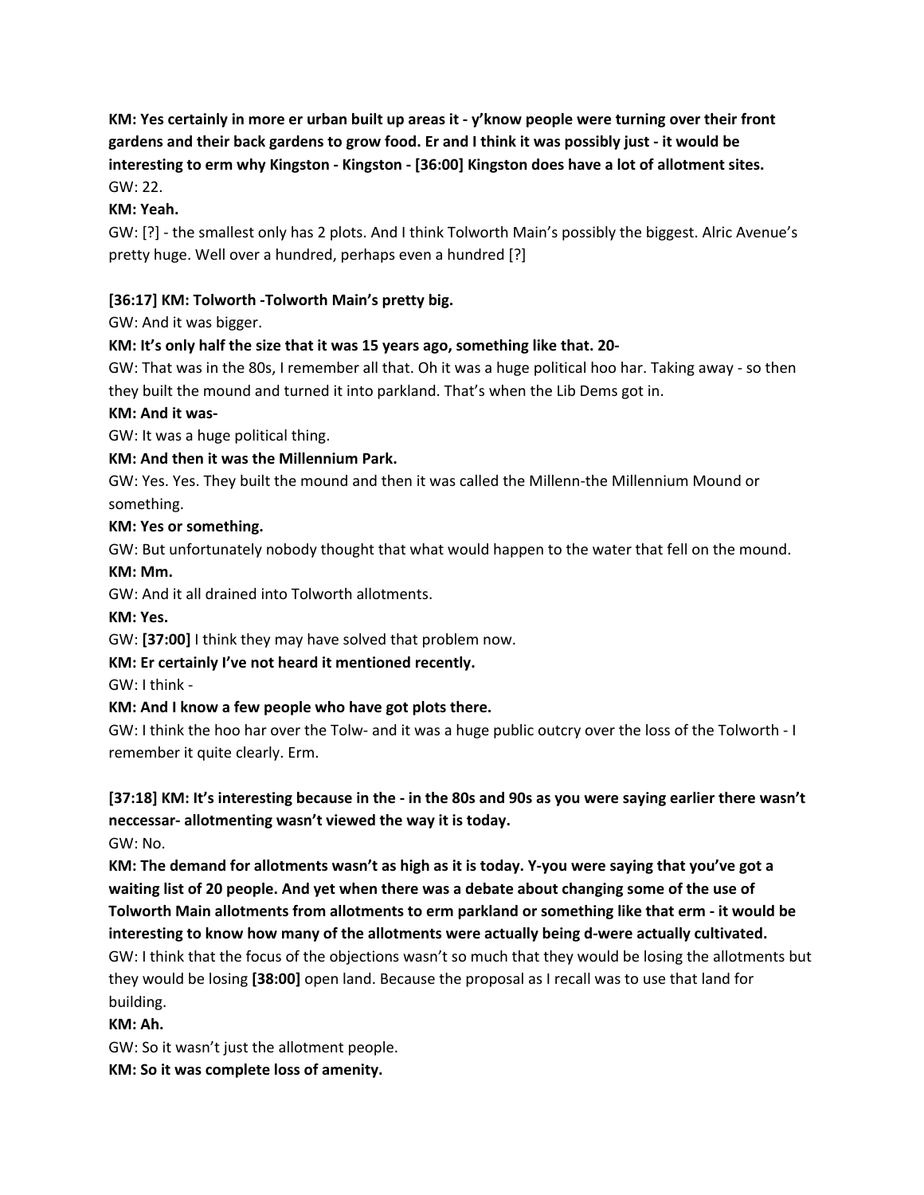**KM: Yes certainly in more er urban built up areas it - y'know people were turning over their front gardens and their back gardens to grow food. Er and I think it was possibly just - it would be interesting to erm why Kingston - Kingston - [36:00] Kingston does have a lot of allotment sites.**
GW: 22.

**KM: Yeah.**

GW: [?] - the smallest only has 2 plots. And I think Tolworth Main's possibly the biggest. Alric Avenue's pretty huge. Well over a hundred, perhaps even a hundred [?]

**[36:17] KM: Tolworth -Tolworth Main's pretty big.**

GW: And it was bigger.

**KM: It's only half the size that it was 15 years ago, something like that. 20-**

GW: That was in the 80s, I remember all that. Oh it was a huge political hoo har. Taking away - so then they built the mound and turned it into parkland. That's when the Lib Dems got in.

**KM: And it was-**

GW: It was a huge political thing.

**KM: And then it was the Millennium Park.**

GW: Yes. Yes. They built the mound and then it was called the Millenn-the Millennium Mound or something.

**KM: Yes or something.**

GW: But unfortunately nobody thought that what would happen to the water that fell on the mound.

**KM: Mm.**

GW: And it all drained into Tolworth allotments.

**KM: Yes.**

GW: **[37:00]** I think they may have solved that problem now.

**KM: Er certainly I've not heard it mentioned recently.**

GW: I think -

**KM: And I know a few people who have got plots there.**

GW: I think the hoo har over the Tolw- and it was a huge public outcry over the loss of the Tolworth - I remember it quite clearly. Erm.

**[37:18] KM: It's interesting because in the - in the 80s and 90s as you were saying earlier there wasn't neccessar- allotmenting wasn't viewed the way it is today.**

GW: No.

**KM: The demand for allotments wasn't as high as it is today. Y-you were saying that you've got a waiting list of 20 people. And yet when there was a debate about changing some of the use of Tolworth Main allotments from allotments to erm parkland or something like that erm - it would be interesting to know how many of the allotments were actually being d-were actually cultivated.**

GW: I think that the focus of the objections wasn't so much that they would be losing the allotments but they would be losing **[38:00]** open land. Because the proposal as I recall was to use that land for building.

**KM: Ah.**

GW: So it wasn't just the allotment people.

**KM: So it was complete loss of amenity.**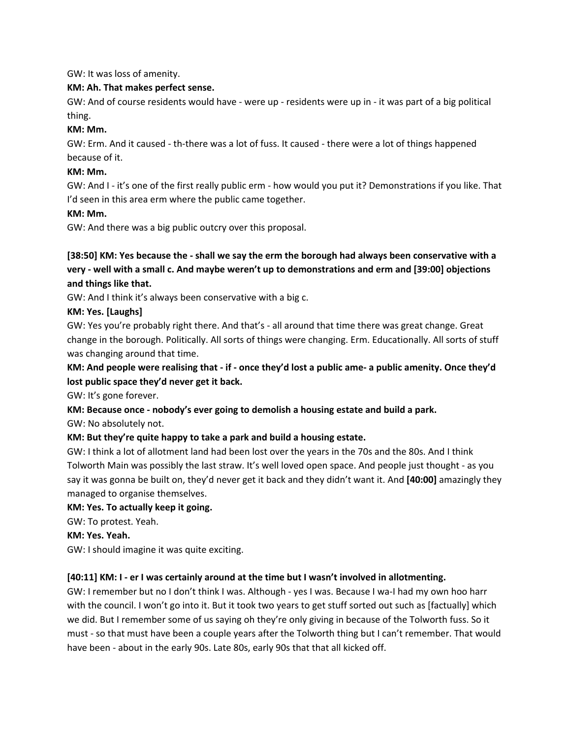GW: It was loss of amenity.

**KM: Ah. That makes perfect sense.**

GW: And of course residents would have - were up - residents were up in - it was part of a big political thing.

**KM: Mm.**

GW: Erm. And it caused - th-there was a lot of fuss. It caused - there were a lot of things happened because of it.

**KM: Mm.**

GW: And I - it's one of the first really public erm - how would you put it? Demonstrations if you like. That I'd seen in this area erm where the public came together.

**KM: Mm.**

GW: And there was a big public outcry over this proposal.

**[38:50] KM: Yes because the - shall we say the erm the borough had always been conservative with a very - well with a small c. And maybe weren't up to demonstrations and erm and [39:00] objections and things like that.**

GW: And I think it's always been conservative with a big c.

**KM: Yes. [Laughs]**

GW: Yes you're probably right there. And that's - all around that time there was great change. Great change in the borough. Politically. All sorts of things were changing. Erm. Educationally. All sorts of stuff was changing around that time.

**KM: And people were realising that - if - once they'd lost a public ame- a public amenity. Once they'd lost public space they'd never get it back.**

GW: It's gone forever.

**KM: Because once - nobody's ever going to demolish a housing estate and build a park.**

GW: No absolutely not.

**KM: But they're quite happy to take a park and build a housing estate.**

GW: I think a lot of allotment land had been lost over the years in the 70s and the 80s. And I think Tolworth Main was possibly the last straw. It's well loved open space. And people just thought - as you say it was gonna be built on, they'd never get it back and they didn't want it. And **[40:00]** amazingly they managed to organise themselves.

**KM: Yes. To actually keep it going.**

GW: To protest. Yeah.

**KM: Yes. Yeah.**

GW: I should imagine it was quite exciting.

**[40:11] KM: I - er I was certainly around at the time but I wasn't involved in allotmenting.**

GW: I remember but no I don't think I was. Although - yes I was. Because I wa-I had my own hoo harr with the council. I won't go into it. But it took two years to get stuff sorted out such as [factually] which we did. But I remember some of us saying oh they're only giving in because of the Tolworth fuss. So it must - so that must have been a couple years after the Tolworth thing but I can't remember. That would have been - about in the early 90s. Late 80s, early 90s that that all kicked off.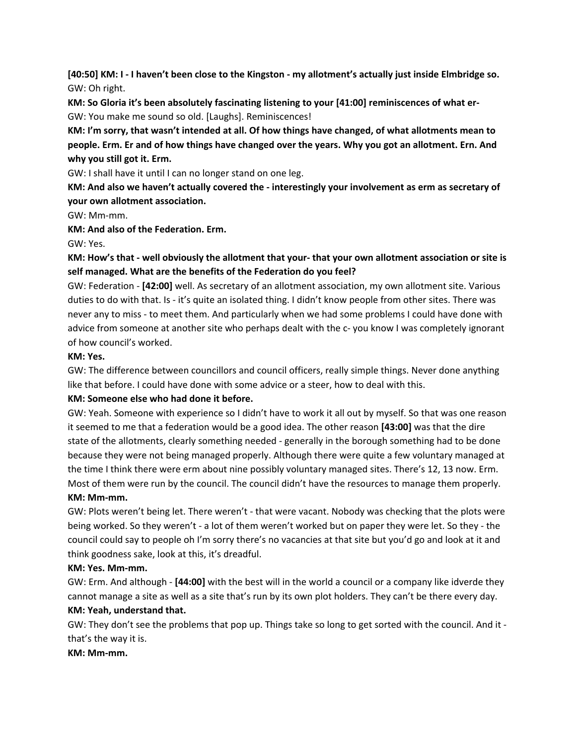**[40:50] KM: I - I haven't been close to the Kingston - my allotment's actually just inside Elmbridge so.**
GW: Oh right.

**KM: So Gloria it's been absolutely fascinating listening to your [41:00] reminiscences of what er-**
GW: You make me sound so old. [Laughs]. Reminiscences!

**KM: I'm sorry, that wasn't intended at all. Of how things have changed, of what allotments mean to people. Erm. Er and of how things have changed over the years. Why you got an allotment. Ern. And why you still got it. Erm.**

GW: I shall have it until I can no longer stand on one leg.

**KM: And also we haven't actually covered the - interestingly your involvement as erm as secretary of your own allotment association.**

GW: Mm-mm.

**KM: And also of the Federation. Erm.**

GW: Yes.

**KM: How's that - well obviously the allotment that your- that your own allotment association or site is self managed. What are the benefits of the Federation do you feel?**

GW: Federation - **[42:00]** well. As secretary of an allotment association, my own allotment site. Various duties to do with that. Is - it's quite an isolated thing. I didn't know people from other sites. There was never any to miss - to meet them. And particularly when we had some problems I could have done with advice from someone at another site who perhaps dealt with the c- you know I was completely ignorant of how council's worked.

**KM: Yes.**

GW: The difference between councillors and council officers, really simple things. Never done anything like that before. I could have done with some advice or a steer, how to deal with this.

**KM: Someone else who had done it before.**

GW: Yeah. Someone with experience so I didn't have to work it all out by myself. So that was one reason it seemed to me that a federation would be a good idea. The other reason **[43:00]** was that the dire state of the allotments, clearly something needed - generally in the borough something had to be done because they were not being managed properly. Although there were quite a few voluntary managed at the time I think there were erm about nine possibly voluntary managed sites. There's 12, 13 now. Erm. Most of them were run by the council. The council didn't have the resources to manage them properly.

**KM: Mm-mm.**

GW: Plots weren't being let. There weren't - that were vacant. Nobody was checking that the plots were being worked. So they weren't - a lot of them weren't worked but on paper they were let. So they - the council could say to people oh I'm sorry there's no vacancies at that site but you'd go and look at it and think goodness sake, look at this, it's dreadful.

**KM: Yes. Mm-mm.**

GW: Erm. And although - **[44:00]** with the best will in the world a council or a company like idverde they cannot manage a site as well as a site that's run by its own plot holders. They can't be there every day.

**KM: Yeah, understand that.**

GW: They don't see the problems that pop up. Things take so long to get sorted with the council. And it - that's the way it is.

**KM: Mm-mm.**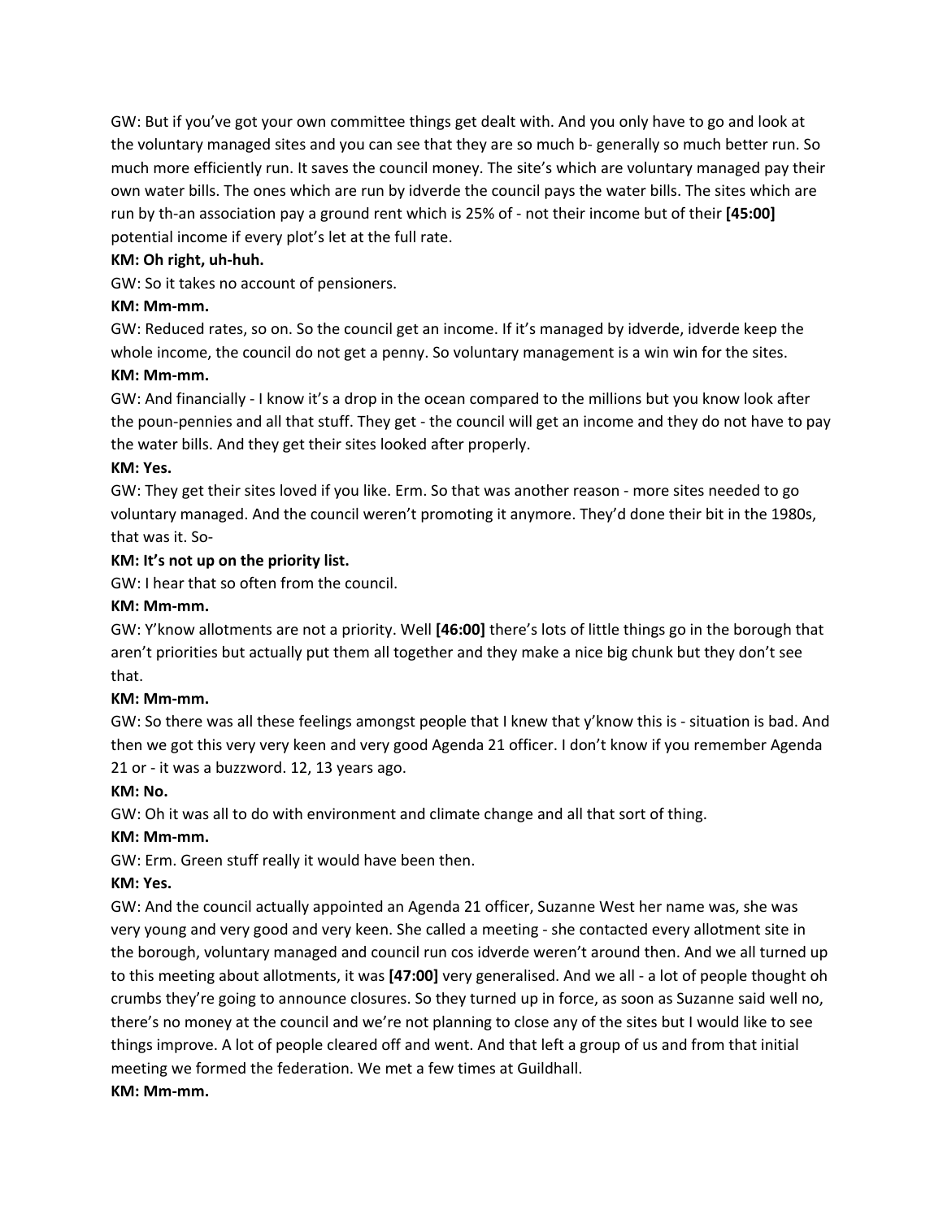GW: But if you've got your own committee things get dealt with. And you only have to go and look at the voluntary managed sites and you can see that they are so much b- generally so much better run. So much more efficiently run. It saves the council money. The site's which are voluntary managed pay their own water bills. The ones which are run by idverde the council pays the water bills. The sites which are run by th-an association pay a ground rent which is 25% of - not their income but of their **[45:00]** potential income if every plot's let at the full rate.

**KM: Oh right, uh-huh.**

GW: So it takes no account of pensioners.

**KM: Mm-mm.**

GW: Reduced rates, so on. So the council get an income. If it's managed by idverde, idverde keep the whole income, the council do not get a penny. So voluntary management is a win win for the sites.

**KM: Mm-mm.**

GW: And financially - I know it's a drop in the ocean compared to the millions but you know look after the poun-pennies and all that stuff. They get - the council will get an income and they do not have to pay the water bills. And they get their sites looked after properly.

**KM: Yes.**

GW: They get their sites loved if you like. Erm. So that was another reason - more sites needed to go voluntary managed. And the council weren't promoting it anymore. They'd done their bit in the 1980s, that was it. So-

**KM: It's not up on the priority list.**

GW: I hear that so often from the council.

**KM: Mm-mm.**

GW: Y'know allotments are not a priority. Well **[46:00]** there's lots of little things go in the borough that aren't priorities but actually put them all together and they make a nice big chunk but they don't see that.

**KM: Mm-mm.**

GW: So there was all these feelings amongst people that I knew that y'know this is - situation is bad. And then we got this very very keen and very good Agenda 21 officer. I don't know if you remember Agenda 21 or - it was a buzzword. 12, 13 years ago.

**KM: No.**

GW: Oh it was all to do with environment and climate change and all that sort of thing.

**KM: Mm-mm.**

GW: Erm. Green stuff really it would have been then.

**KM: Yes.**

GW: And the council actually appointed an Agenda 21 officer, Suzanne West her name was, she was very young and very good and very keen. She called a meeting - she contacted every allotment site in the borough, voluntary managed and council run cos idverde weren't around then. And we all turned up to this meeting about allotments, it was **[47:00]** very generalised. And we all - a lot of people thought oh crumbs they're going to announce closures. So they turned up in force, as soon as Suzanne said well no, there's no money at the council and we're not planning to close any of the sites but I would like to see things improve. A lot of people cleared off and went. And that left a group of us and from that initial meeting we formed the federation. We met a few times at Guildhall.

**KM: Mm-mm.**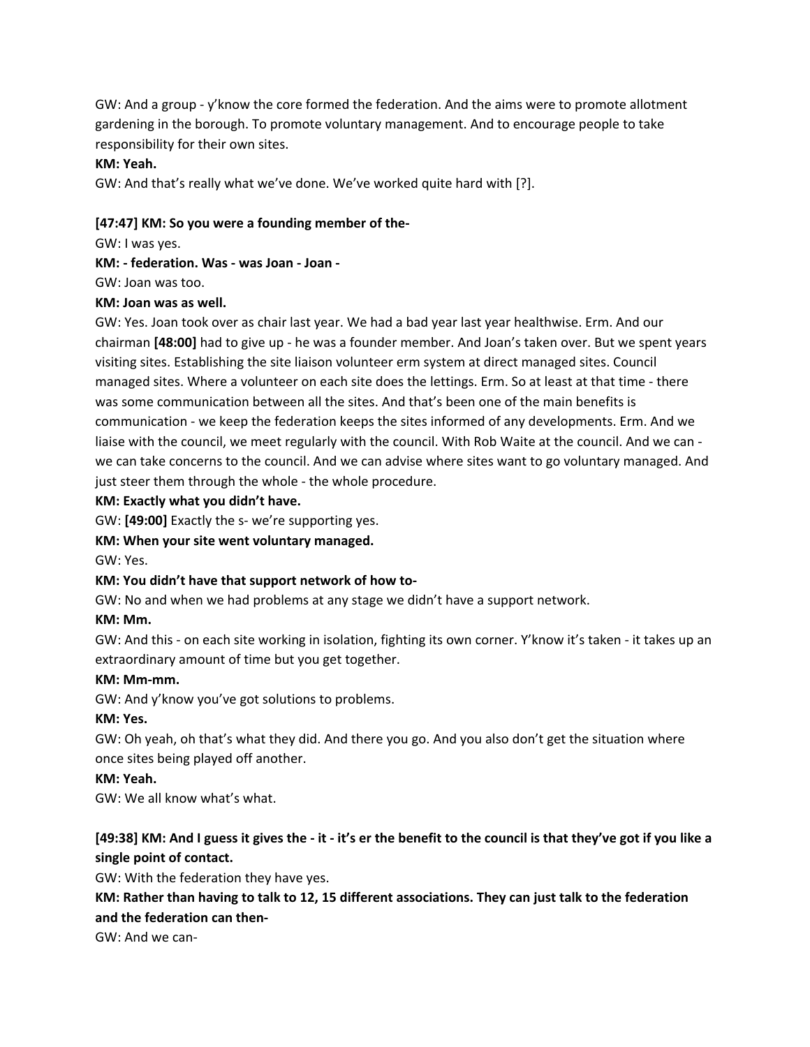GW: And a group - y'know the core formed the federation. And the aims were to promote allotment gardening in the borough. To promote voluntary management. And to encourage people to take responsibility for their own sites.

**KM: Yeah.**

GW: And that's really what we've done. We've worked quite hard with [?].

**[47:47] KM: So you were a founding member of the-**

GW: I was yes.

**KM: - federation. Was - was Joan - Joan -**

GW: Joan was too.

**KM: Joan was as well.**

GW: Yes. Joan took over as chair last year. We had a bad year last year healthwise. Erm. And our chairman **[48:00]** had to give up - he was a founder member. And Joan's taken over. But we spent years visiting sites. Establishing the site liaison volunteer erm system at direct managed sites. Council managed sites. Where a volunteer on each site does the lettings. Erm. So at least at that time - there was some communication between all the sites. And that's been one of the main benefits is communication - we keep the federation keeps the sites informed of any developments. Erm. And we liaise with the council, we meet regularly with the council. With Rob Waite at the council. And we can - we can take concerns to the council. And we can advise where sites want to go voluntary managed. And just steer them through the whole - the whole procedure.

**KM: Exactly what you didn't have.**

GW: **[49:00]** Exactly the s- we're supporting yes.

**KM: When your site went voluntary managed.**

GW: Yes.

**KM: You didn't have that support network of how to-**

GW: No and when we had problems at any stage we didn't have a support network.

**KM: Mm.**

GW: And this - on each site working in isolation, fighting its own corner. Y'know it's taken - it takes up an extraordinary amount of time but you get together.

**KM: Mm-mm.**

GW: And y'know you've got solutions to problems.

**KM: Yes.**

GW: Oh yeah, oh that's what they did. And there you go. And you also don't get the situation where once sites being played off another.

**KM: Yeah.**

GW: We all know what's what.

**[49:38] KM: And I guess it gives the - it - it's er the benefit to the council is that they've got if you like a single point of contact.**

GW: With the federation they have yes.

**KM: Rather than having to talk to 12, 15 different associations. They can just talk to the federation and the federation can then-**

GW: And we can-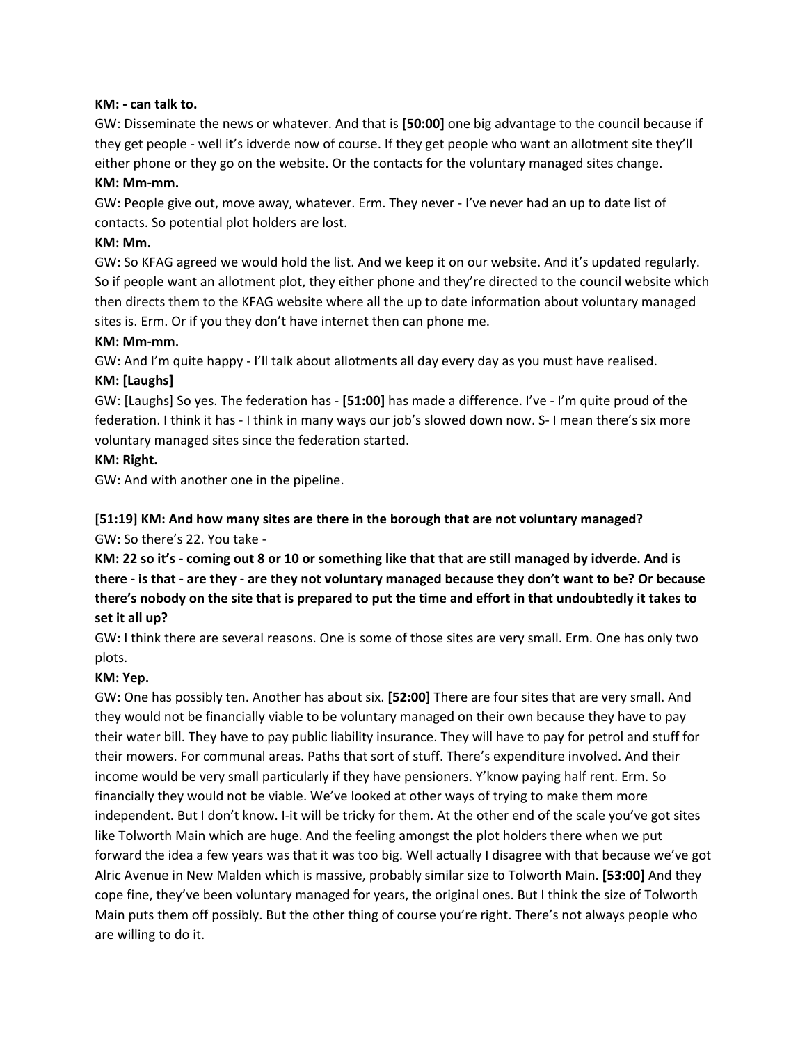**KM: - can talk to.**

GW: Disseminate the news or whatever. And that is **[50:00]** one big advantage to the council because if they get people - well it's idverde now of course. If they get people who want an allotment site they'll either phone or they go on the website. Or the contacts for the voluntary managed sites change.

**KM: Mm-mm.**

GW: People give out, move away, whatever. Erm. They never - I've never had an up to date list of contacts. So potential plot holders are lost.

**KM: Mm.**

GW: So KFAG agreed we would hold the list. And we keep it on our website. And it's updated regularly. So if people want an allotment plot, they either phone and they're directed to the council website which then directs them to the KFAG website where all the up to date information about voluntary managed sites is. Erm. Or if you they don't have internet then can phone me.

**KM: Mm-mm.**

GW: And I'm quite happy - I'll talk about allotments all day every day as you must have realised.

**KM: [Laughs]**

GW: [Laughs] So yes. The federation has - **[51:00]** has made a difference. I've - I'm quite proud of the federation. I think it has - I think in many ways our job's slowed down now. S- I mean there's six more voluntary managed sites since the federation started.

**KM: Right.**

GW: And with another one in the pipeline.

**[51:19] KM: And how many sites are there in the borough that are not voluntary managed?**

GW: So there's 22. You take -

**KM: 22 so it's - coming out 8 or 10 or something like that that are still managed by idverde. And is there - is that - are they - are they not voluntary managed because they don't want to be? Or because there's nobody on the site that is prepared to put the time and effort in that undoubtedly it takes to set it all up?**

GW: I think there are several reasons. One is some of those sites are very small. Erm. One has only two plots.

**KM: Yep.**

GW: One has possibly ten. Another has about six. **[52:00]** There are four sites that are very small. And they would not be financially viable to be voluntary managed on their own because they have to pay their water bill. They have to pay public liability insurance. They will have to pay for petrol and stuff for their mowers. For communal areas. Paths that sort of stuff. There's expenditure involved. And their income would be very small particularly if they have pensioners. Y'know paying half rent. Erm. So financially they would not be viable. We've looked at other ways of trying to make them more independent. But I don't know. I-it will be tricky for them. At the other end of the scale you've got sites like Tolworth Main which are huge. And the feeling amongst the plot holders there when we put forward the idea a few years was that it was too big. Well actually I disagree with that because we've got Alric Avenue in New Malden which is massive, probably similar size to Tolworth Main. **[53:00]** And they cope fine, they've been voluntary managed for years, the original ones. But I think the size of Tolworth Main puts them off possibly. But the other thing of course you're right. There's not always people who are willing to do it.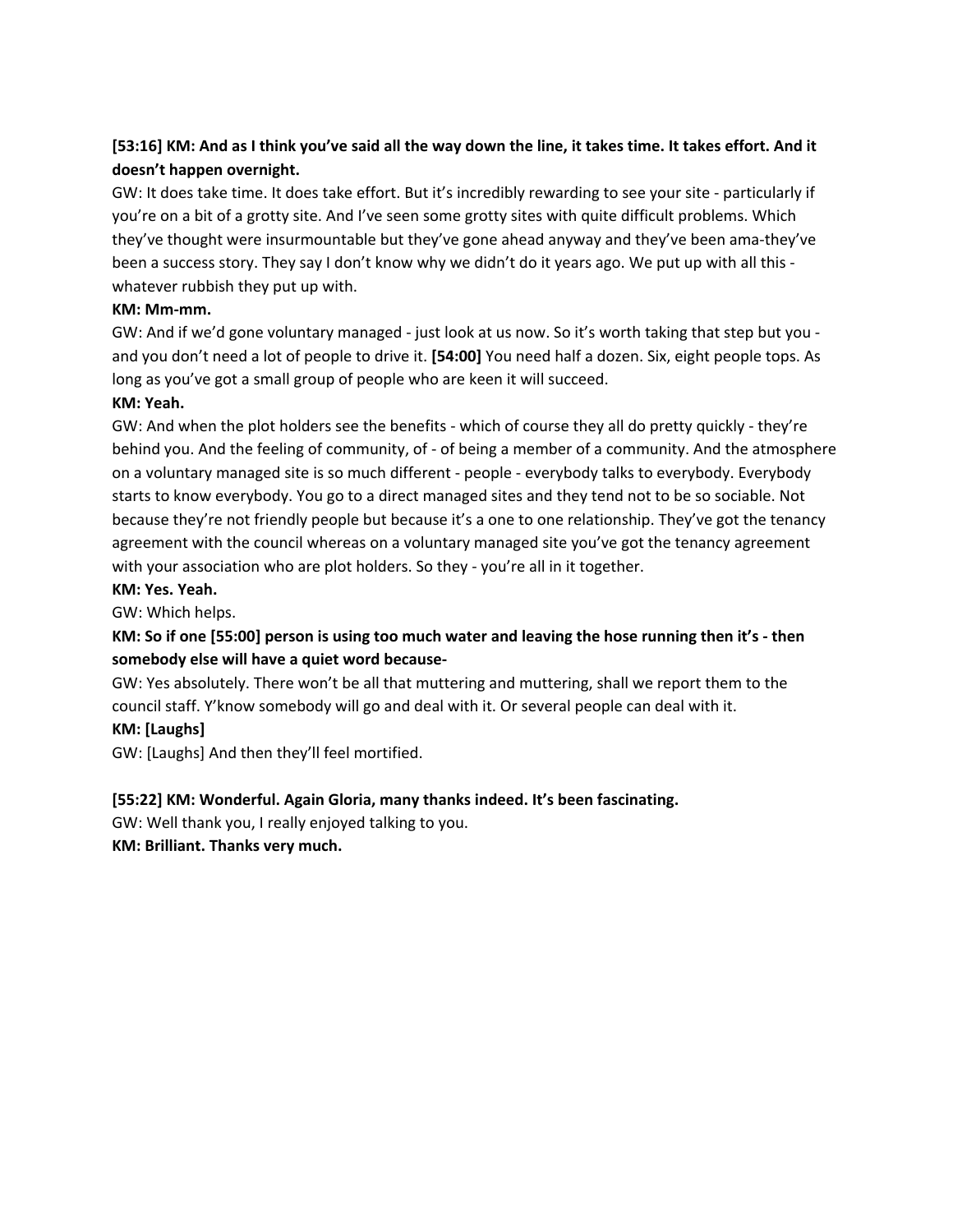**[53:16] KM: And as I think you've said all the way down the line, it takes time. It takes effort. And it doesn't happen overnight.**

GW: It does take time. It does take effort. But it's incredibly rewarding to see your site - particularly if you're on a bit of a grotty site. And I've seen some grotty sites with quite difficult problems. Which they've thought were insurmountable but they've gone ahead anyway and they've been ama-they've been a success story. They say I don't know why we didn't do it years ago. We put up with all this - whatever rubbish they put up with.

**KM: Mm-mm.**

GW: And if we'd gone voluntary managed - just look at us now. So it's worth taking that step but you - and you don't need a lot of people to drive it. **[54:00]** You need half a dozen. Six, eight people tops. As long as you've got a small group of people who are keen it will succeed.

**KM: Yeah.**

GW: And when the plot holders see the benefits - which of course they all do pretty quickly - they're behind you. And the feeling of community, of - of being a member of a community. And the atmosphere on a voluntary managed site is so much different - people - everybody talks to everybody. Everybody starts to know everybody. You go to a direct managed sites and they tend not to be so sociable. Not because they're not friendly people but because it's a one to one relationship. They've got the tenancy agreement with the council whereas on a voluntary managed site you've got the tenancy agreement with your association who are plot holders. So they - you're all in it together.

**KM: Yes. Yeah.**

GW: Which helps.

**KM: So if one [55:00] person is using too much water and leaving the hose running then it's - then somebody else will have a quiet word because-**

GW: Yes absolutely. There won't be all that muttering and muttering, shall we report them to the council staff. Y'know somebody will go and deal with it. Or several people can deal with it.

**KM: [Laughs]**

GW: [Laughs] And then they'll feel mortified.

**[55:22] KM: Wonderful. Again Gloria, many thanks indeed. It's been fascinating.**

GW: Well thank you, I really enjoyed talking to you.

**KM: Brilliant. Thanks very much.**